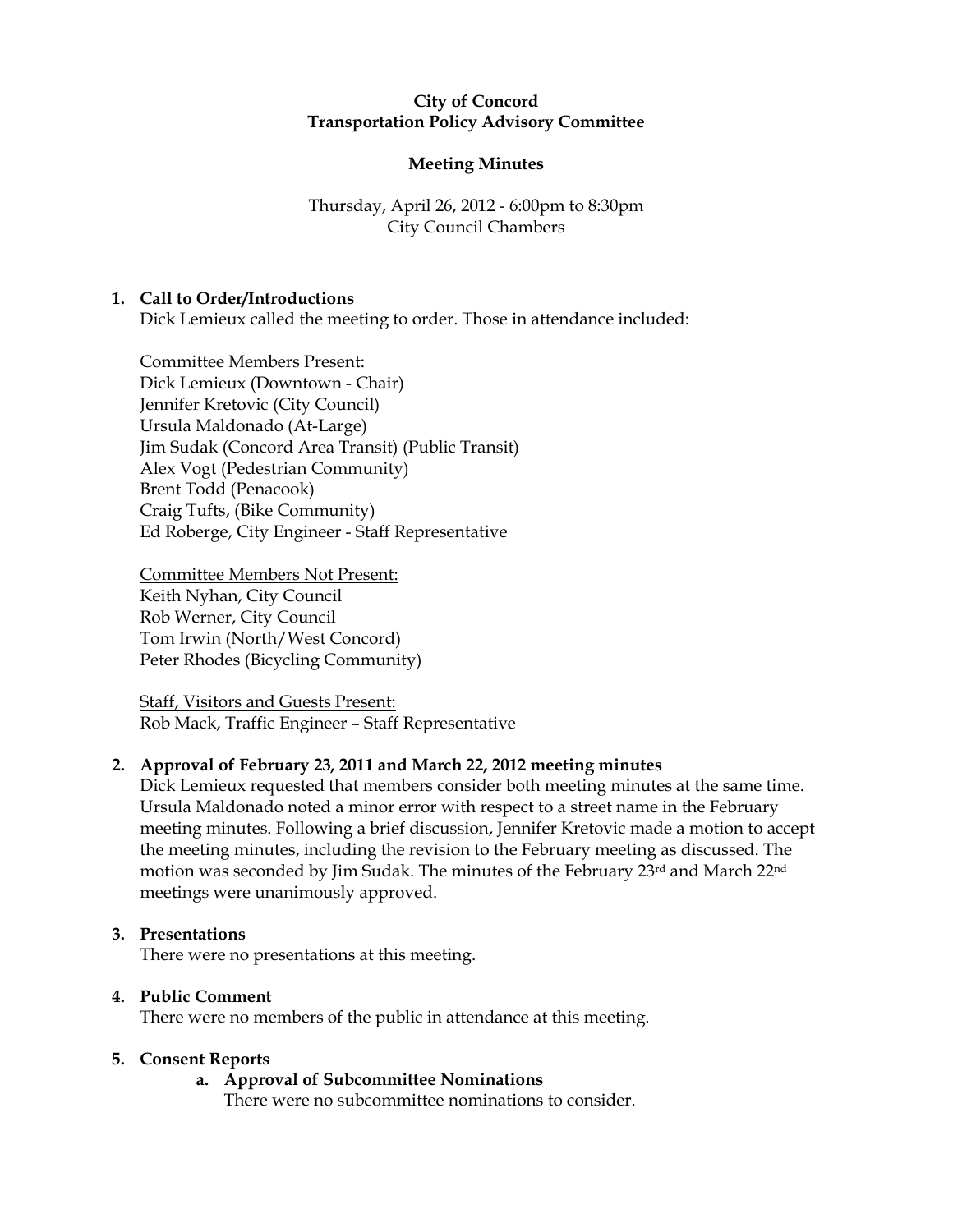**City of Concord**
**Transportation Policy Advisory Committee**

**Meeting Minutes**

Thursday, April 26, 2012 - 6:00pm to 8:30pm
City Council Chambers

1. **Call to Order/Introductions**
   Dick Lemieux called the meeting to order. Those in attendance included:

   Committee Members Present:
   Dick Lemieux (Downtown - Chair)
   Jennifer Kretovic (City Council)
   Ursula Maldonado (At-Large)
   Jim Sudak (Concord Area Transit) (Public Transit)
   Alex Vogt (Pedestrian Community)
   Brent Todd (Penacook)
   Craig Tufts, (Bike Community)
   Ed Roberge, City Engineer - Staff Representative

   Committee Members Not Present:
   Keith Nyhan, City Council
   Rob Werner, City Council
   Tom Irwin (North/West Concord)
   Peter Rhodes (Bicycling Community)

   Staff, Visitors and Guests Present:
   Rob Mack, Traffic Engineer – Staff Representative

2. **Approval of February 23, 2011 and March 22, 2012 meeting minutes**
   Dick Lemieux requested that members consider both meeting minutes at the same time. Ursula Maldonado noted a minor error with respect to a street name in the February meeting minutes. Following a brief discussion, Jennifer Kretovic made a motion to accept the meeting minutes, including the revision to the February meeting as discussed. The motion was seconded by Jim Sudak. The minutes of the February 23rd and March 22nd meetings were unanimously approved.

3. **Presentations**
   There were no presentations at this meeting.

4. **Public Comment**
   There were no members of the public in attendance at this meeting.

5. **Consent Reports**
   a. **Approval of Subcommittee Nominations**
      There were no subcommittee nominations to consider.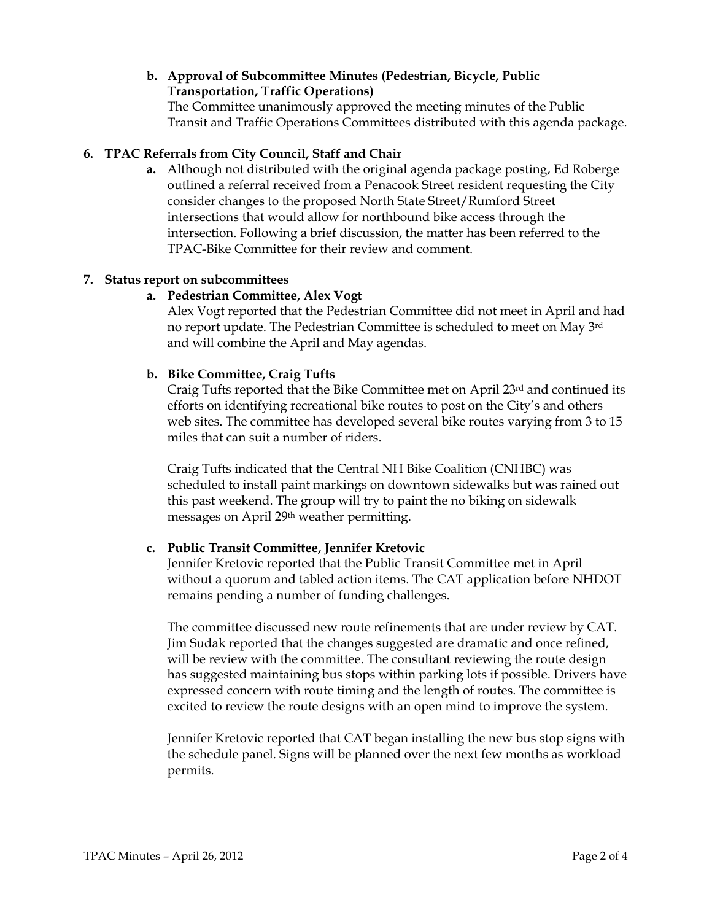**b. Approval of Subcommittee Minutes (Pedestrian, Bicycle, Public Transportation, Traffic Operations)**

The Committee unanimously approved the meeting minutes of the Public Transit and Traffic Operations Committees distributed with this agenda package.

**6. TPAC Referrals from City Council, Staff and Chair**

**a.** Although not distributed with the original agenda package posting, Ed Roberge outlined a referral received from a Penacook Street resident requesting the City consider changes to the proposed North State Street/Rumford Street intersections that would allow for northbound bike access through the intersection. Following a brief discussion, the matter has been referred to the TPAC-Bike Committee for their review and comment.

**7. Status report on subcommittees**

**a. Pedestrian Committee, Alex Vogt**

Alex Vogt reported that the Pedestrian Committee did not meet in April and had no report update. The Pedestrian Committee is scheduled to meet on May 3rd and will combine the April and May agendas.

**b. Bike Committee, Craig Tufts**

Craig Tufts reported that the Bike Committee met on April 23rd and continued its efforts on identifying recreational bike routes to post on the City's and others web sites. The committee has developed several bike routes varying from 3 to 15 miles that can suit a number of riders.

Craig Tufts indicated that the Central NH Bike Coalition (CNHBC) was scheduled to install paint markings on downtown sidewalks but was rained out this past weekend. The group will try to paint the no biking on sidewalk messages on April 29th weather permitting.

**c. Public Transit Committee, Jennifer Kretovic**

Jennifer Kretovic reported that the Public Transit Committee met in April without a quorum and tabled action items. The CAT application before NHDOT remains pending a number of funding challenges.

The committee discussed new route refinements that are under review by CAT. Jim Sudak reported that the changes suggested are dramatic and once refined, will be review with the committee. The consultant reviewing the route design has suggested maintaining bus stops within parking lots if possible. Drivers have expressed concern with route timing and the length of routes. The committee is excited to review the route designs with an open mind to improve the system.

Jennifer Kretovic reported that CAT began installing the new bus stop signs with the schedule panel. Signs will be planned over the next few months as workload permits.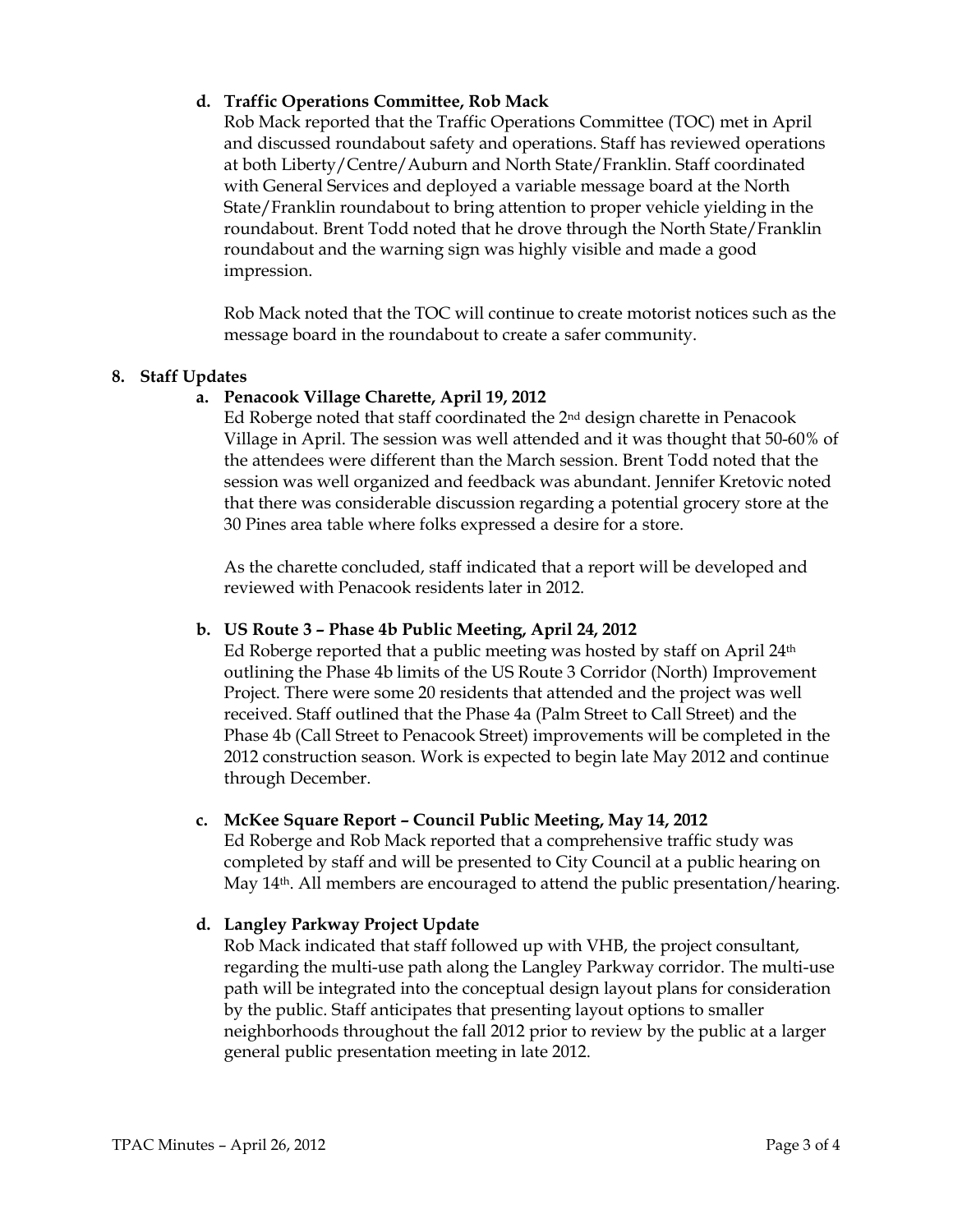**d. Traffic Operations Committee, Rob Mack**

Rob Mack reported that the Traffic Operations Committee (TOC) met in April and discussed roundabout safety and operations. Staff has reviewed operations at both Liberty/Centre/Auburn and North State/Franklin. Staff coordinated with General Services and deployed a variable message board at the North State/Franklin roundabout to bring attention to proper vehicle yielding in the roundabout. Brent Todd noted that he drove through the North State/Franklin roundabout and the warning sign was highly visible and made a good impression.

Rob Mack noted that the TOC will continue to create motorist notices such as the message board in the roundabout to create a safer community.

**8. Staff Updates**

**a. Penacook Village Charette, April 19, 2012**

Ed Roberge noted that staff coordinated the 2nd design charette in Penacook Village in April. The session was well attended and it was thought that 50-60% of the attendees were different than the March session. Brent Todd noted that the session was well organized and feedback was abundant. Jennifer Kretovic noted that there was considerable discussion regarding a potential grocery store at the 30 Pines area table where folks expressed a desire for a store.

As the charette concluded, staff indicated that a report will be developed and reviewed with Penacook residents later in 2012.

**b. US Route 3 – Phase 4b Public Meeting, April 24, 2012**

Ed Roberge reported that a public meeting was hosted by staff on April 24th outlining the Phase 4b limits of the US Route 3 Corridor (North) Improvement Project. There were some 20 residents that attended and the project was well received. Staff outlined that the Phase 4a (Palm Street to Call Street) and the Phase 4b (Call Street to Penacook Street) improvements will be completed in the 2012 construction season. Work is expected to begin late May 2012 and continue through December.

**c. McKee Square Report – Council Public Meeting, May 14, 2012**

Ed Roberge and Rob Mack reported that a comprehensive traffic study was completed by staff and will be presented to City Council at a public hearing on May 14th. All members are encouraged to attend the public presentation/hearing.

**d. Langley Parkway Project Update**

Rob Mack indicated that staff followed up with VHB, the project consultant, regarding the multi-use path along the Langley Parkway corridor. The multi-use path will be integrated into the conceptual design layout plans for consideration by the public. Staff anticipates that presenting layout options to smaller neighborhoods throughout the fall 2012 prior to review by the public at a larger general public presentation meeting in late 2012.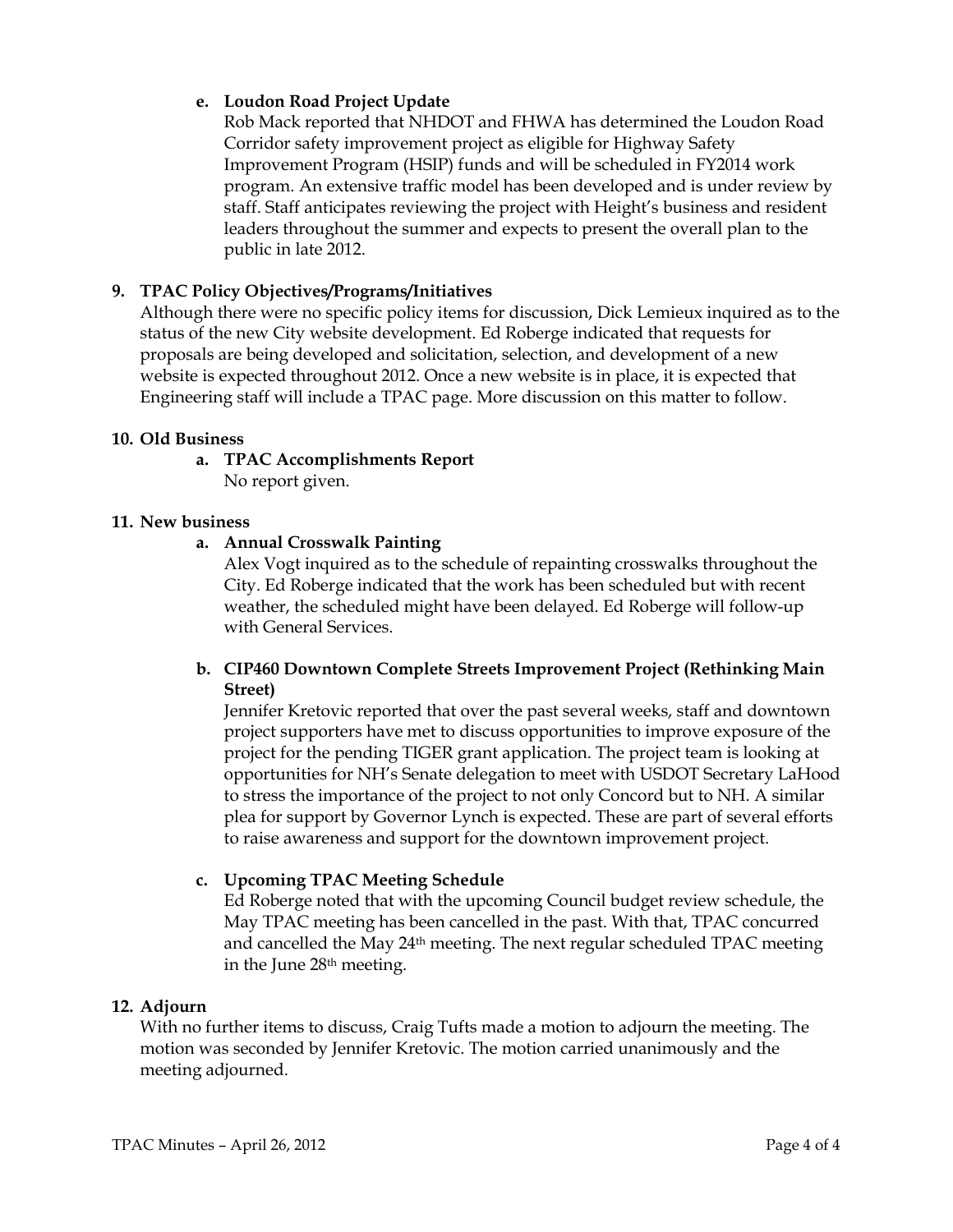**e. Loudon Road Project Update**

Rob Mack reported that NHDOT and FHWA has determined the Loudon Road Corridor safety improvement project as eligible for Highway Safety Improvement Program (HSIP) funds and will be scheduled in FY2014 work program. An extensive traffic model has been developed and is under review by staff. Staff anticipates reviewing the project with Height's business and resident leaders throughout the summer and expects to present the overall plan to the public in late 2012.

**9. TPAC Policy Objectives/Programs/Initiatives**

Although there were no specific policy items for discussion, Dick Lemieux inquired as to the status of the new City website development. Ed Roberge indicated that requests for proposals are being developed and solicitation, selection, and development of a new website is expected throughout 2012. Once a new website is in place, it is expected that Engineering staff will include a TPAC page. More discussion on this matter to follow.

**10. Old Business**

**a. TPAC Accomplishments Report**

No report given.

**11. New business**

**a. Annual Crosswalk Painting**

Alex Vogt inquired as to the schedule of repainting crosswalks throughout the City. Ed Roberge indicated that the work has been scheduled but with recent weather, the scheduled might have been delayed. Ed Roberge will follow-up with General Services.

**b. CIP460 Downtown Complete Streets Improvement Project (Rethinking Main Street)**

Jennifer Kretovic reported that over the past several weeks, staff and downtown project supporters have met to discuss opportunities to improve exposure of the project for the pending TIGER grant application. The project team is looking at opportunities for NH's Senate delegation to meet with USDOT Secretary LaHood to stress the importance of the project to not only Concord but to NH. A similar plea for support by Governor Lynch is expected. These are part of several efforts to raise awareness and support for the downtown improvement project.

**c. Upcoming TPAC Meeting Schedule**

Ed Roberge noted that with the upcoming Council budget review schedule, the May TPAC meeting has been cancelled in the past. With that, TPAC concurred and cancelled the May 24th meeting. The next regular scheduled TPAC meeting in the June 28th meeting.

**12. Adjourn**

With no further items to discuss, Craig Tufts made a motion to adjourn the meeting. The motion was seconded by Jennifer Kretovic. The motion carried unanimously and the meeting adjourned.